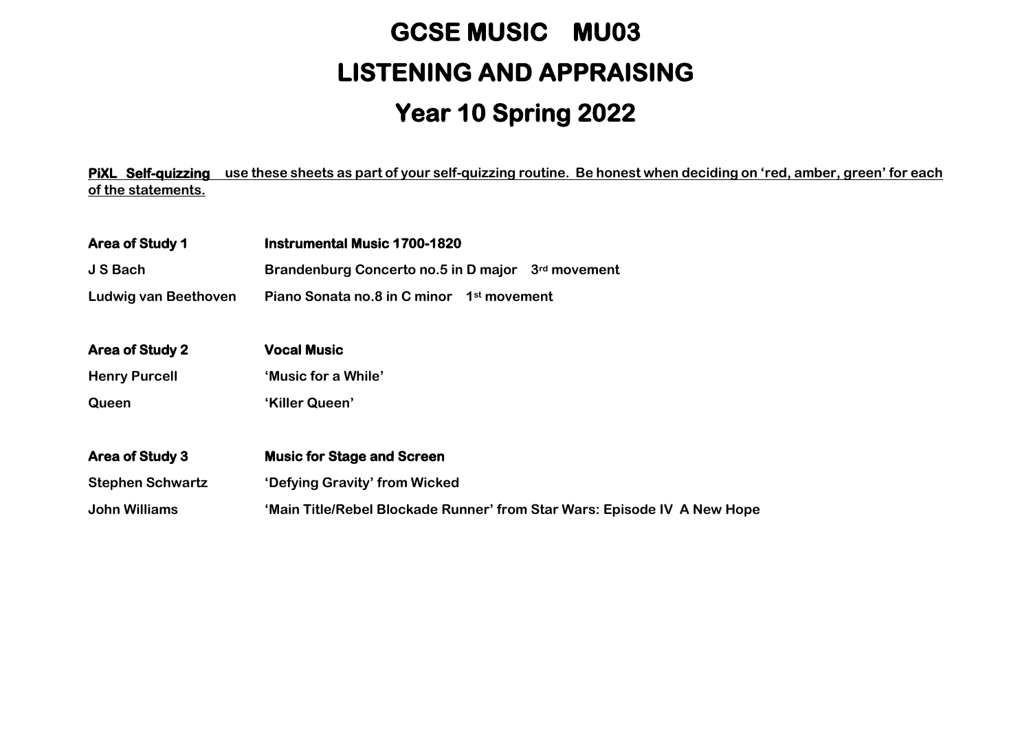# GCSE MUSIC MU03

# LISTENING AND APPRAISING

# Year 10 Spring 2022

**PiXL Self-quizzing use these sheets as part of your self-quizzing routine. Be honest when deciding on 'red, amber, green' for each of the statements.**

| | |
|---|---|
| **Area of Study 1** | **Instrumental Music 1700-1820** |
| **J S Bach** | **Brandenburg Concerto no.5 in D major 3rd movement** |
| **Ludwig van Beethoven** | **Piano Sonata no.8 in C minor 1st movement** |

| | |
|---|---|
| **Area of Study 2** | **Vocal Music** |
| **Henry Purcell** | **'Music for a While'** |
| **Queen** | **'Killer Queen'** |

| | |
|---|---|
| **Area of Study 3** | **Music for Stage and Screen** |
| **Stephen Schwartz** | **'Defying Gravity' from Wicked** |
| **John Williams** | **'Main Title/Rebel Blockade Runner' from Star Wars: Episode IV A New Hope** |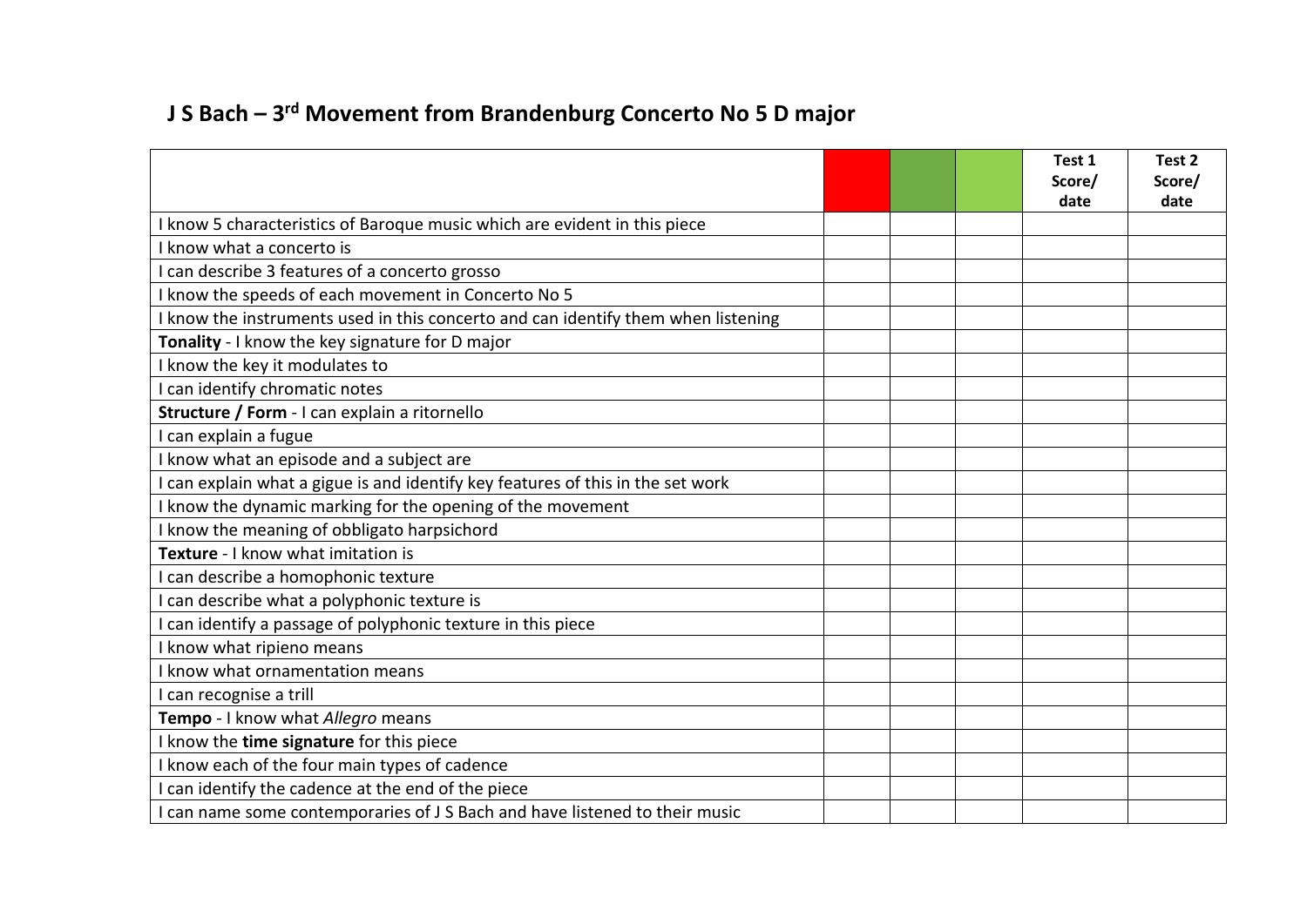# J S Bach – 3rd Movement from Brandenburg Concerto No 5 D major

| | | | | Test 1 Score/ date | Test 2 Score/ date |
|---|---|---|---|---|---|
| I know 5 characteristics of Baroque music which are evident in this piece | | | | | |
| I know what a concerto is | | | | | |
| I can describe 3 features of a concerto grosso | | | | | |
| I know the speeds of each movement in Concerto No 5 | | | | | |
| I know the instruments used in this concerto and can identify them when listening | | | | | |
| **Tonality** - I know the key signature for D major | | | | | |
| I know the key it modulates to | | | | | |
| I can identify chromatic notes | | | | | |
| **Structure / Form** - I can explain a ritornello | | | | | |
| I can explain a fugue | | | | | |
| I know what an episode and a subject are | | | | | |
| I can explain what a gigue is and identify key features of this in the set work | | | | | |
| I know the dynamic marking for the opening of the movement | | | | | |
| I know the meaning of obbligato harpsichord | | | | | |
| **Texture** - I know what imitation is | | | | | |
| I can describe a homophonic texture | | | | | |
| I can describe what a polyphonic texture is | | | | | |
| I can identify a passage of polyphonic texture in this piece | | | | | |
| I know what ripieno means | | | | | |
| I know what ornamentation means | | | | | |
| I can recognise a trill | | | | | |
| **Tempo** - I know what *Allegro* means | | | | | |
| I know the **time signature** for this piece | | | | | |
| I know each of the four main types of cadence | | | | | |
| I can identify the cadence at the end of the piece | | | | | |
| I can name some contemporaries of J S Bach and have listened to their music | | | | | |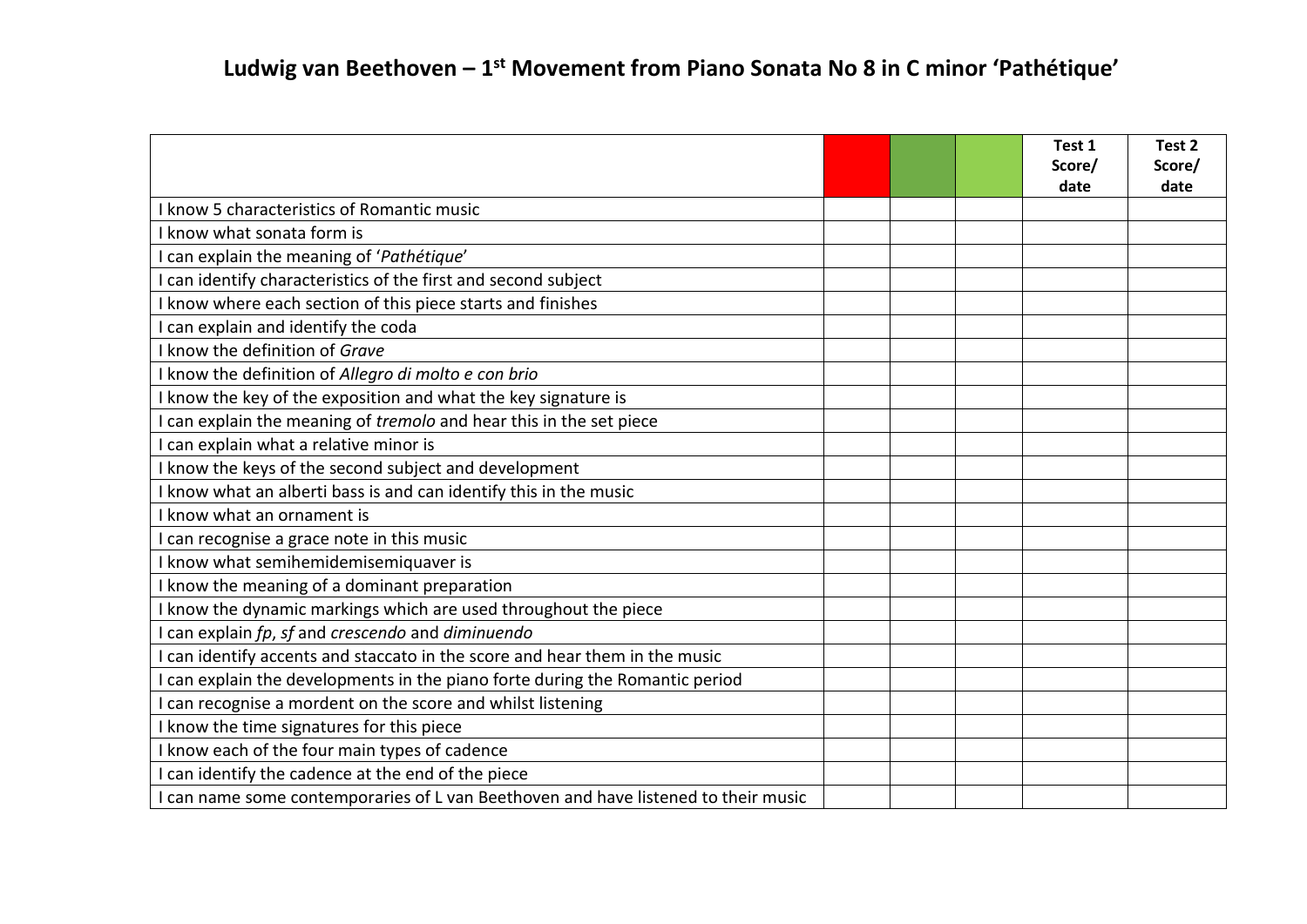# Ludwig van Beethoven – 1st Movement from Piano Sonata No 8 in C minor 'Pathétique'

| | | | | Test 1 Score/ date | Test 2 Score/ date |
|---|---|---|---|---|---|
| I know 5 characteristics of Romantic music | | | | | |
| I know what sonata form is | | | | | |
| I can explain the meaning of '*Pathétique*' | | | | | |
| I can identify characteristics of the first and second subject | | | | | |
| I know where each section of this piece starts and finishes | | | | | |
| I can explain and identify the coda | | | | | |
| I know the definition of *Grave* | | | | | |
| I know the definition of *Allegro di molto e con brio* | | | | | |
| I know the key of the exposition and what the key signature is | | | | | |
| I can explain the meaning of *tremolo* and hear this in the set piece | | | | | |
| I can explain what a relative minor is | | | | | |
| I know the keys of the second subject and development | | | | | |
| I know what an alberti bass is and can identify this in the music | | | | | |
| I know what an ornament is | | | | | |
| I can recognise a grace note in this music | | | | | |
| I know what semihemidemisemiquaver is | | | | | |
| I know the meaning of a dominant preparation | | | | | |
| I know the dynamic markings which are used throughout the piece | | | | | |
| I can explain *fp*, *sf* and *crescendo* and *diminuendo* | | | | | |
| I can identify accents and staccato in the score and hear them in the music | | | | | |
| I can explain the developments in the piano forte during the Romantic period | | | | | |
| I can recognise a mordent on the score and whilst listening | | | | | |
| I know the time signatures for this piece | | | | | |
| I know each of the four main types of cadence | | | | | |
| I can identify the cadence at the end of the piece | | | | | |
| I can name some contemporaries of L van Beethoven and have listened to their music | | | | | |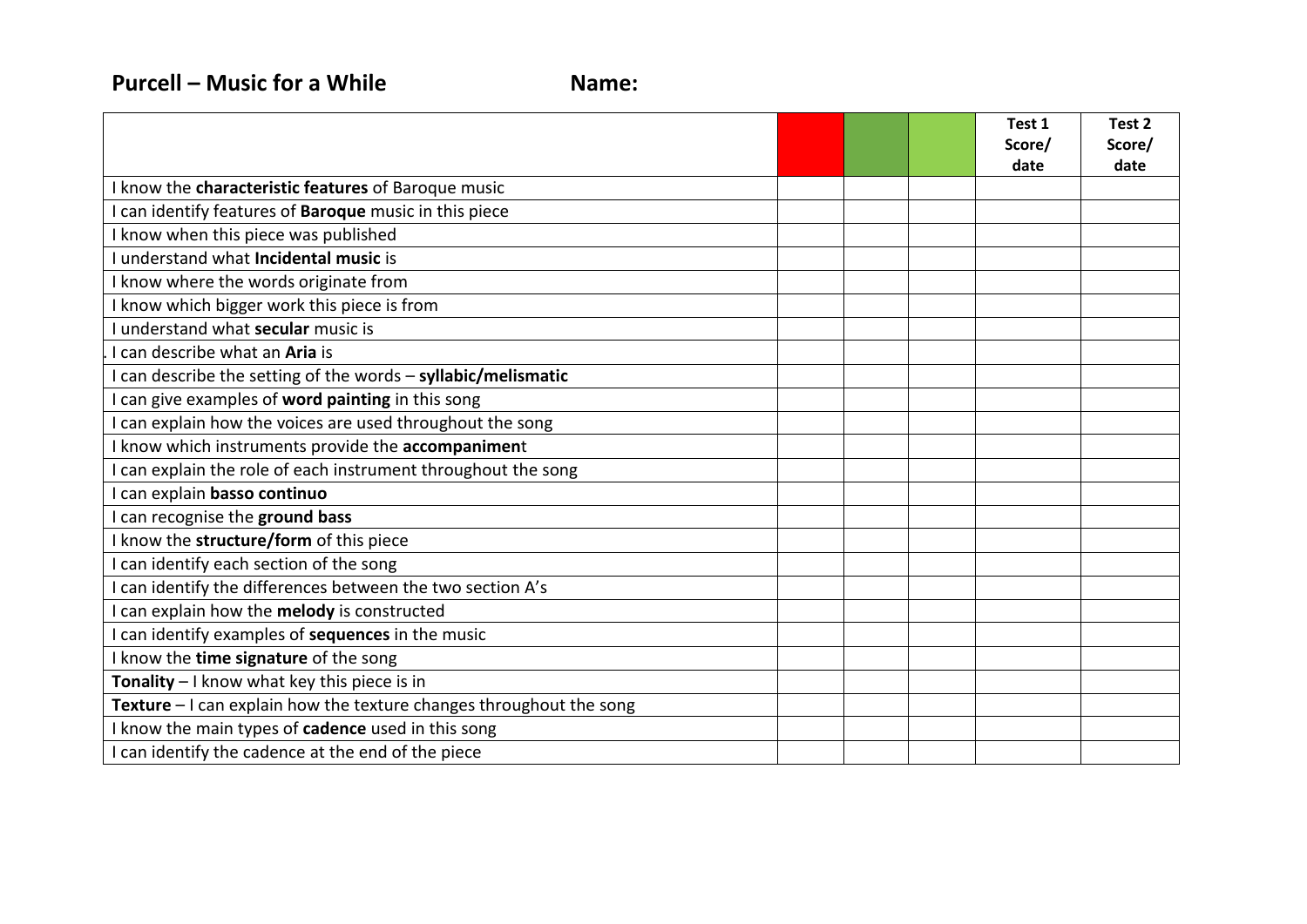**Purcell – Music for a While** **Name:**

| | | | | Test 1 Score/ date | Test 2 Score/ date |
|---|---|---|---|---|---|
| I know the **characteristic features** of Baroque music | | | | | |
| I can identify features of **Baroque** music in this piece | | | | | |
| I know when this piece was published | | | | | |
| I understand what **Incidental music** is | | | | | |
| I know where the words originate from | | | | | |
| I know which bigger work this piece is from | | | | | |
| I understand what **secular** music is | | | | | |
| . I can describe what an **Aria** is | | | | | |
| I can describe the setting of the words – **syllabic/melismatic** | | | | | |
| I can give examples of **word painting** in this song | | | | | |
| I can explain how the voices are used throughout the song | | | | | |
| I know which instruments provide the **accompanimen**t | | | | | |
| I can explain the role of each instrument throughout the song | | | | | |
| I can explain **basso continuo** | | | | | |
| I can recognise the **ground bass** | | | | | |
| I know the **structure/form** of this piece | | | | | |
| I can identify each section of the song | | | | | |
| I can identify the differences between the two section A's | | | | | |
| I can explain how the **melody** is constructed | | | | | |
| I can identify examples of **sequences** in the music | | | | | |
| I know the **time signature** of the song | | | | | |
| **Tonality** – I know what key this piece is in | | | | | |
| **Texture** – I can explain how the texture changes throughout the song | | | | | |
| I know the main types of **cadence** used in this song | | | | | |
| I can identify the cadence at the end of the piece | | | | | |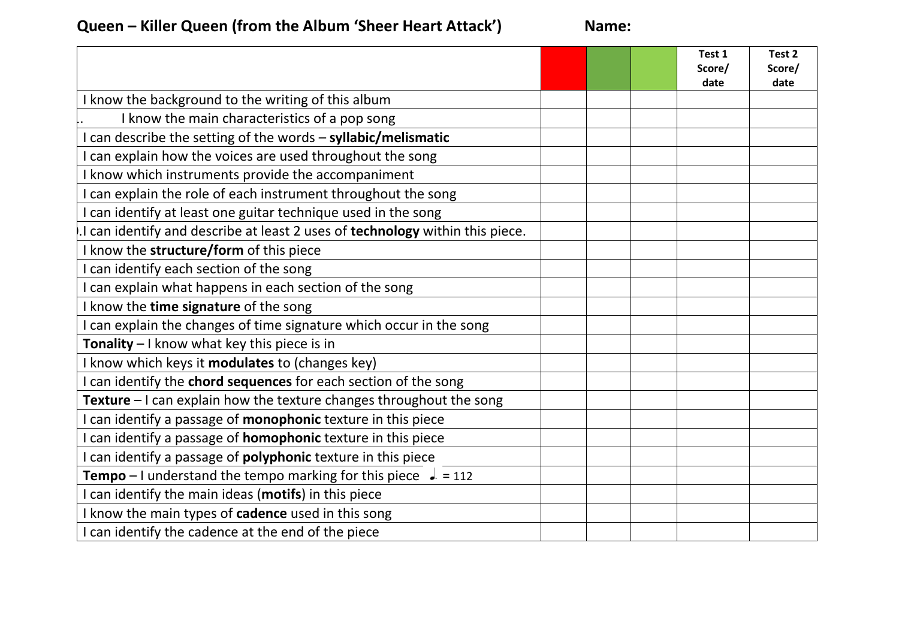**Quere – Killer Queen (from the Album 'Sheer Heart Attack')**

**Name:**

| | | | | Test 1 Score/ date | Test 2 Score/ date |
|---|---|---|---|---|---|
| I know the background to the writing of this album | | | | | |
| .. I know the main characteristics of a pop song | | | | | |
| I can describe the setting of the words – **syllabic/melismatic** | | | | | |
| I can explain how the voices are used throughout the song | | | | | |
| I know which instruments provide the accompaniment | | | | | |
| I can explain the role of each instrument throughout the song | | | | | |
| I can identify at least one guitar technique used in the song | | | | | |
| ).I can identify and describe at least 2 uses of **technology** within this piece. | | | | | |
| I know the **structure/form** of this piece | | | | | |
| I can identify each section of the song | | | | | |
| I can explain what happens in each section of the song | | | | | |
| I know the **time signature** of the song | | | | | |
| I can explain the changes of time signature which occur in the song | | | | | |
| **Tonality** – I know what key this piece is in | | | | | |
| I know which keys it **modulates** to (changes key) | | | | | |
| I can identify the **chord sequences** for each section of the song | | | | | |
| **Texture** – I can explain how the texture changes throughout the song | | | | | |
| I can identify a passage of **monophonic** texture in this piece | | | | | |
| I can identify a passage of **homophonic** texture in this piece | | | | | |
| I can identify a passage of **polyphonic** texture in this piece | | | | | |
| **Tempo** – I understand the tempo marking for this piece ♩. = 112 | | | | | |
| I can identify the main ideas (**motifs**) in this piece | | | | | |
| I know the main types of **cadence** used in this song | | | | | |
| I can identify the cadence at the end of the piece | | | | | |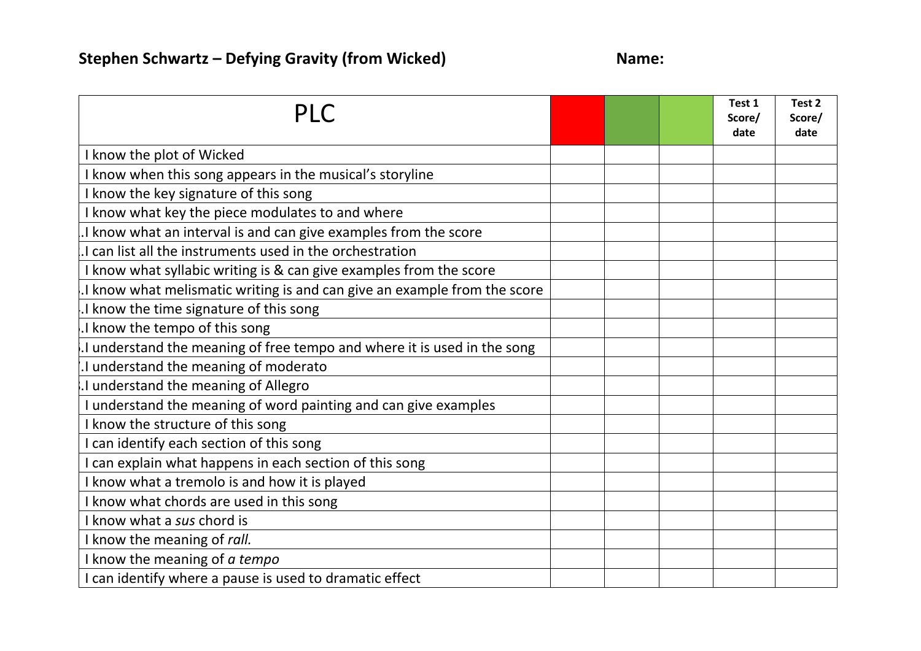**Stephen Schwartz – Defying Gravity (from Wicked)** **Name:**

| PLC | | | | Test 1 Score/ date | Test 2 Score/ date |
|---|---|---|---|---|---|
| I know the plot of Wicked | | | | | |
| I know when this song appears in the musical's storyline | | | | | |
| I know the key signature of this song | | | | | |
| I know what key the piece modulates to and where | | | | | |
| .I know what an interval is and can give examples from the score | | | | | |
| .I can list all the instruments used in the orchestration | | | | | |
| I know what syllabic writing is & can give examples from the score | | | | | |
| .I know what melismatic writing is and can give an example from the score | | | | | |
| .I know the time signature of this song | | | | | |
| .I know the tempo of this song | | | | | |
| .I understand the meaning of free tempo and where it is used in the song | | | | | |
| .I understand the meaning of moderato | | | | | |
| .I understand the meaning of Allegro | | | | | |
| I understand the meaning of word painting and can give examples | | | | | |
| I know the structure of this song | | | | | |
| I can identify each section of this song | | | | | |
| I can explain what happens in each section of this song | | | | | |
| I know what a tremolo is and how it is played | | | | | |
| I know what chords are used in this song | | | | | |
| I know what a *sus* chord is | | | | | |
| I know the meaning of *rall.* | | | | | |
| I know the meaning of *a tempo* | | | | | |
| I can identify where a pause is used to dramatic effect | | | | | |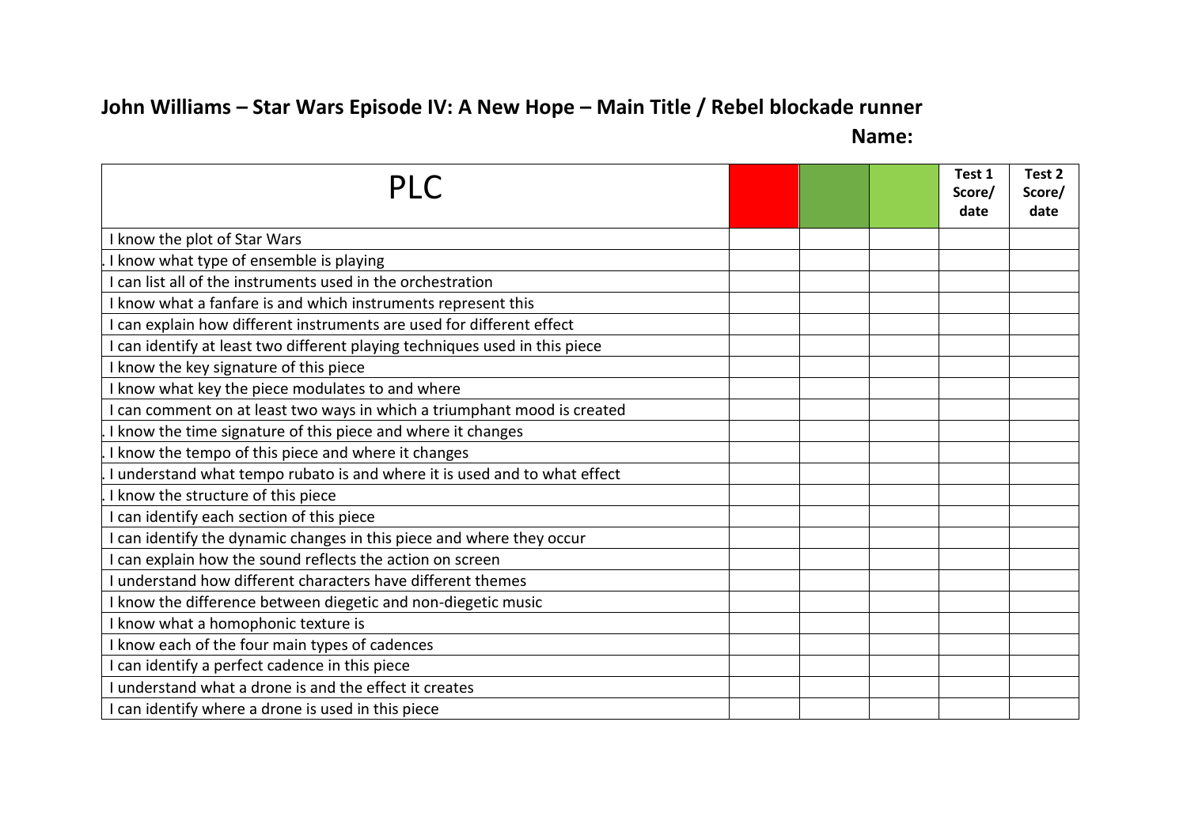## John Williams – Star Wars Episode IV: A New Hope – Main Title / Rebel blockade runner

**Name:**

| PLC | | | | Test 1 Score/ date | Test 2 Score/ date |
|---|---|---|---|---|---|
| I know the plot of Star Wars | | | | | |
| . I know what type of ensemble is playing | | | | | |
| I can list all of the instruments used in the orchestration | | | | | |
| I know what a fanfare is and which instruments represent this | | | | | |
| I can explain how different instruments are used for different effect | | | | | |
| I can identify at least two different playing techniques used in this piece | | | | | |
| I know the key signature of this piece | | | | | |
| I know what key the piece modulates to and where | | | | | |
| I can comment on at least two ways in which a triumphant mood is created | | | | | |
| . I know the time signature of this piece and where it changes | | | | | |
| . I know the tempo of this piece and where it changes | | | | | |
| . I understand what tempo rubato is and where it is used and to what effect | | | | | |
| . I know the structure of this piece | | | | | |
| I can identify each section of this piece | | | | | |
| I can identify the dynamic changes in this piece and where they occur | | | | | |
| I can explain how the sound reflects the action on screen | | | | | |
| I understand how different characters have different themes | | | | | |
| I know the difference between diegetic and non-diegetic music | | | | | |
| I know what a homophonic texture is | | | | | |
| I know each of the four main types of cadences | | | | | |
| I can identify a perfect cadence in this piece | | | | | |
| I understand what a drone is and the effect it creates | | | | | |
| I can identify where a drone is used in this piece | | | | | |